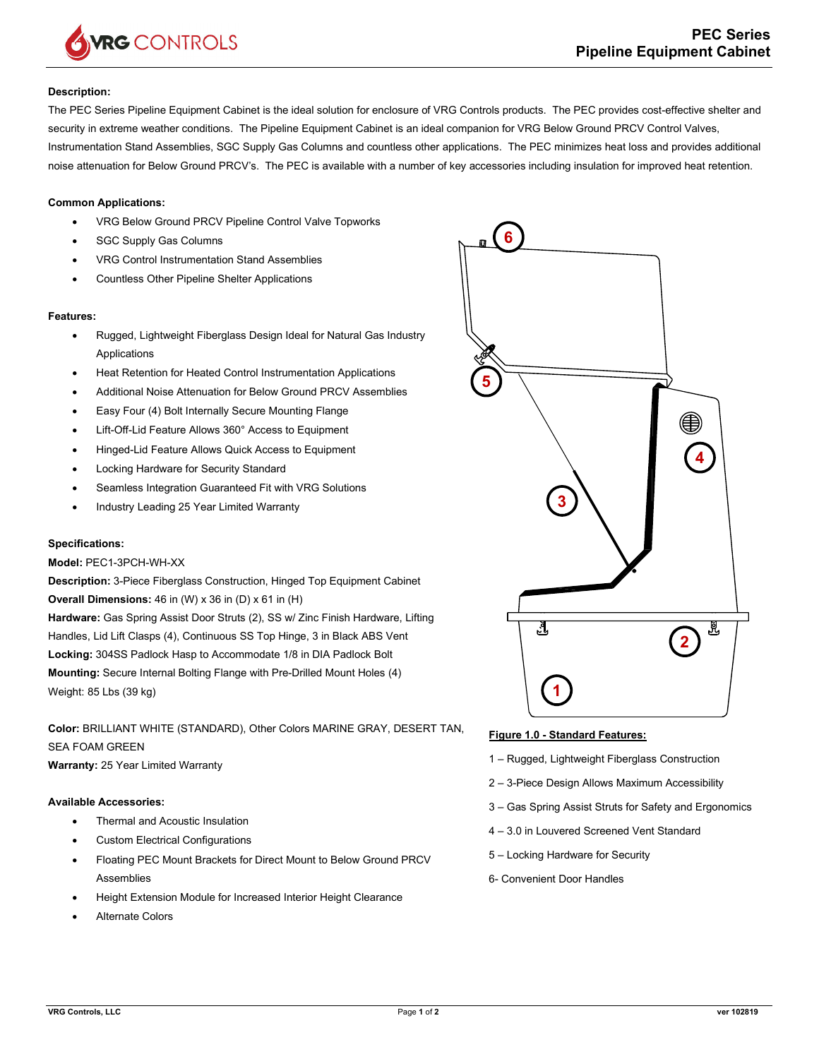# PEC Series Pipeline Equipment Cabinet

**Description:**

The PEC Series Pipeline Equipment Cabinet is the ideal solution for enclosure of VRG Controls products. The PEC provides cost-effective shelter and security in extreme weather conditions. The Pipeline Equipment Cabinet is an ideal companion for VRG Below Ground PRCV Control Valves, Instrumentation Stand Assemblies, SGC Supply Gas Columns and countless other applications. The PEC minimizes heat loss and provides additional noise attenuation for Below Ground PRCV's. The PEC is available with a number of key accessories including insulation for improved heat retention.

**Common Applications:**

- VRG Below Ground PRCV Pipeline Control Valve Topworks
- SGC Supply Gas Columns
- VRG Control Instrumentation Stand Assemblies
- Countless Other Pipeline Shelter Applications

**Features:**

- Rugged, Lightweight Fiberglass Design Ideal for Natural Gas Industry Applications
- Heat Retention for Heated Control Instrumentation Applications
- Additional Noise Attenuation for Below Ground PRCV Assemblies
- Easy Four (4) Bolt Internally Secure Mounting Flange
- Lift-Off-Lid Feature Allows 360° Access to Equipment
- Hinged-Lid Feature Allows Quick Access to Equipment
- Locking Hardware for Security Standard
- Seamless Integration Guaranteed Fit with VRG Solutions
- Industry Leading 25 Year Limited Warranty

**Specifications:**

**Model:** PEC1-3PCH-WH-XX

**Description:** 3-Piece Fiberglass Construction, Hinged Top Equipment Cabinet

**Overall Dimensions:** 46 in (W) x 36 in (D) x 61 in (H)

**Hardware:** Gas Spring Assist Door Struts (2), SS w/ Zinc Finish Hardware, Lifting Handles, Lid Lift Clasps (4), Continuous SS Top Hinge, 3 in Black ABS Vent

**Locking:** 304SS Padlock Hasp to Accommodate 1/8 in DIA Padlock Bolt

**Mounting:** Secure Internal Bolting Flange with Pre-Drilled Mount Holes (4)

Weight: 85 Lbs (39 kg)

**Color:** BRILLIANT WHITE (STANDARD), Other Colors MARINE GRAY, DESERT TAN, SEA FOAM GREEN

**Warranty:** 25 Year Limited Warranty

**Available Accessories:**

- Thermal and Acoustic Insulation
- Custom Electrical Configurations
- Floating PEC Mount Brackets for Direct Mount to Below Ground PRCV Assemblies
- Height Extension Module for Increased Interior Height Clearance
- Alternate Colors

**Figure 1.0 - Standard Features:**

1 – Rugged, Lightweight Fiberglass Construction

2 – 3-Piece Design Allows Maximum Accessibility

3 – Gas Spring Assist Struts for Safety and Ergonomics

4 – 3.0 in Louvered Screened Vent Standard

5 – Locking Hardware for Security

6- Convenient Door Handles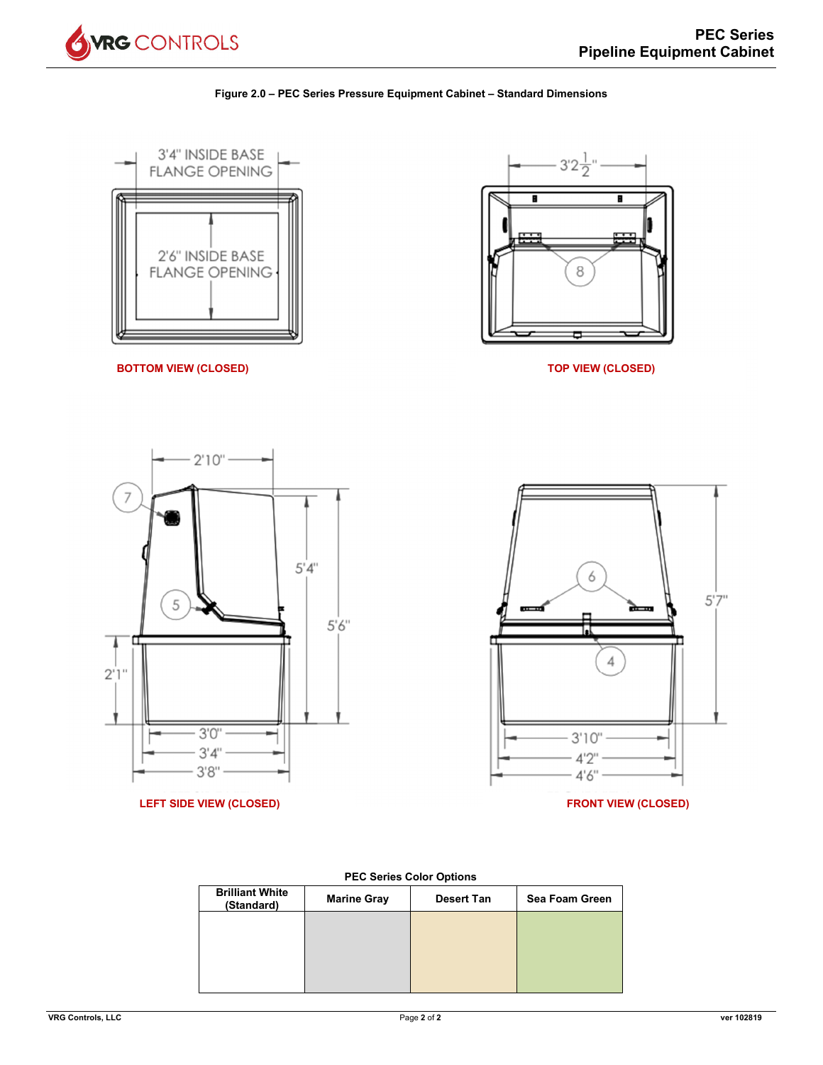**Figure 2.0 – PEC Series Pressure Equipment Cabinet – Standard Dimensions**

3'4" INSIDE BASE FLANGE OPENING

2'6" INSIDE BASE FLANGE OPENING

BOTTOM VIEW (CLOSED)

3'2 1/2"

8

TOP VIEW (CLOSED)

2'10"

7

5

5'4"

5'6"

2'1"

3'0"

3'4"

3'8"

LEFT SIDE VIEW (CLOSED)

6

4

5'7"

3'10"

4'2"

4'6"

FRONT VIEW (CLOSED)

**PEC Series Color Options**

| Brilliant White (Standard) | Marine Gray | Desert Tan | Sea Foam Green |
|---|---|---|---|
| | | | |